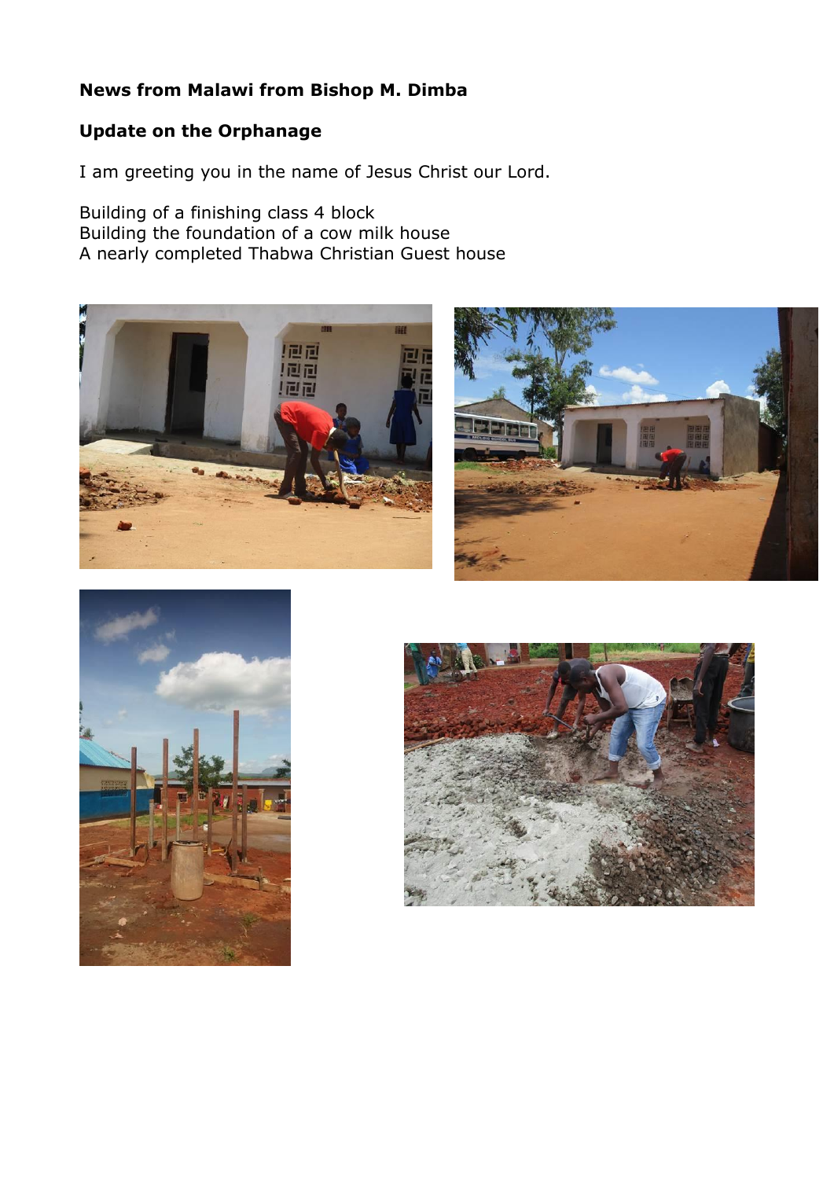**News from Malawi from Bishop M. Dimba**

**Update on the Orphanage**

I am greeting you in the name of Jesus Christ our Lord.

Building of a finishing class 4 block
Building the foundation of a cow milk house
A nearly completed Thabwa Christian Guest house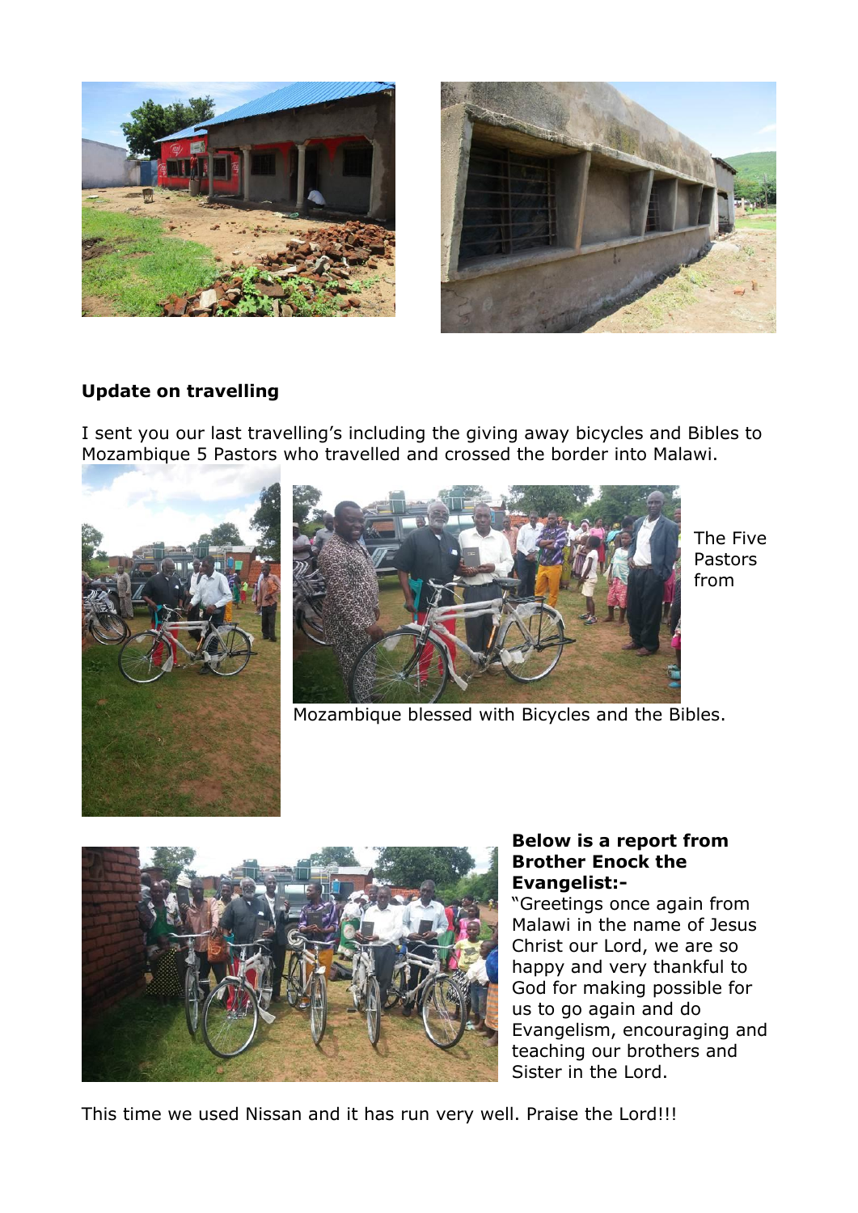**Update on travelling**

I sent you our last travelling's including the giving away bicycles and Bibles to Mozambique 5 Pastors who travelled and crossed the border into Malawi.

The Five Pastors from Mozambique blessed with Bicycles and the Bibles.

**Below is a report from Brother Enock the Evangelist:-**

"Greetings once again from Malawi in the name of Jesus Christ our Lord, we are so happy and very thankful to God for making possible for us to go again and do Evangelism, encouraging and teaching our brothers and Sister in the Lord.

This time we used Nissan and it has run very well. Praise the Lord!!!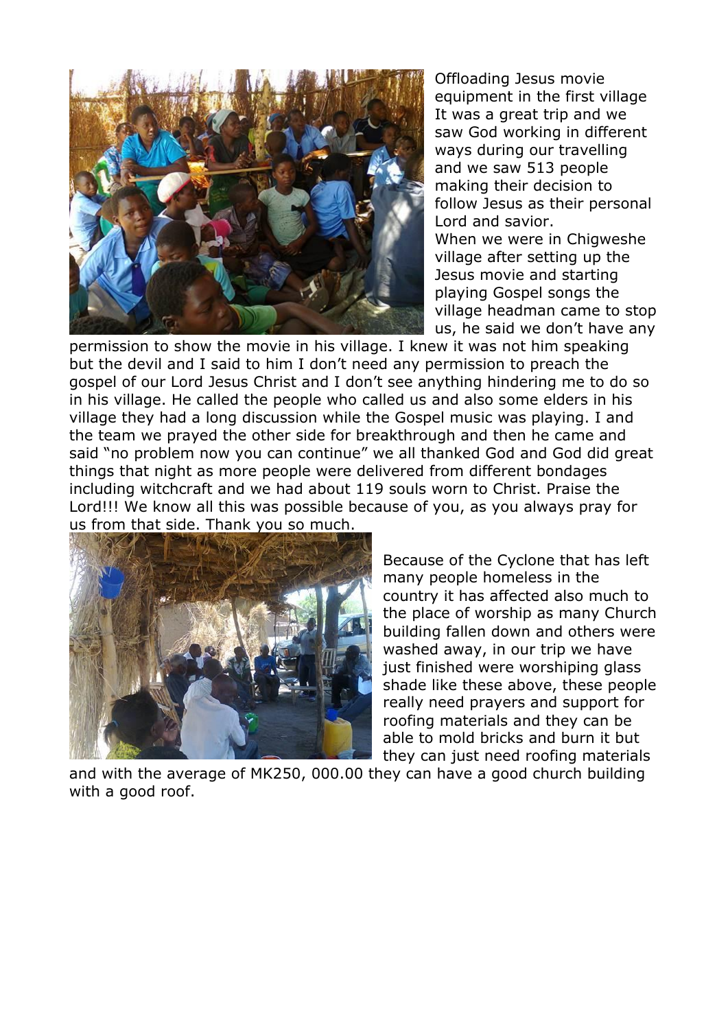Offloading Jesus movie equipment in the first village It was a great trip and we saw God working in different ways during our travelling and we saw 513 people making their decision to follow Jesus as their personal Lord and savior.

When we were in Chigweshe village after setting up the Jesus movie and starting playing Gospel songs the village headman came to stop us, he said we don't have any permission to show the movie in his village. I knew it was not him speaking but the devil and I said to him I don't need any permission to preach the gospel of our Lord Jesus Christ and I don't see anything hindering me to do so in his village. He called the people who called us and also some elders in his village they had a long discussion while the Gospel music was playing. I and the team we prayed the other side for breakthrough and then he came and said "no problem now you can continue" we all thanked God and God did great things that night as more people were delivered from different bondages including witchcraft and we had about 119 souls worn to Christ. Praise the Lord!!! We know all this was possible because of you, as you always pray for us from that side. Thank you so much.

Because of the Cyclone that has left many people homeless in the country it has affected also much to the place of worship as many Church building fallen down and others were washed away, in our trip we have just finished were worshiping glass shade like these above, these people really need prayers and support for roofing materials and they can be able to mold bricks and burn it but they can just need roofing materials and with the average of MK250, 000.00 they can have a good church building with a good roof.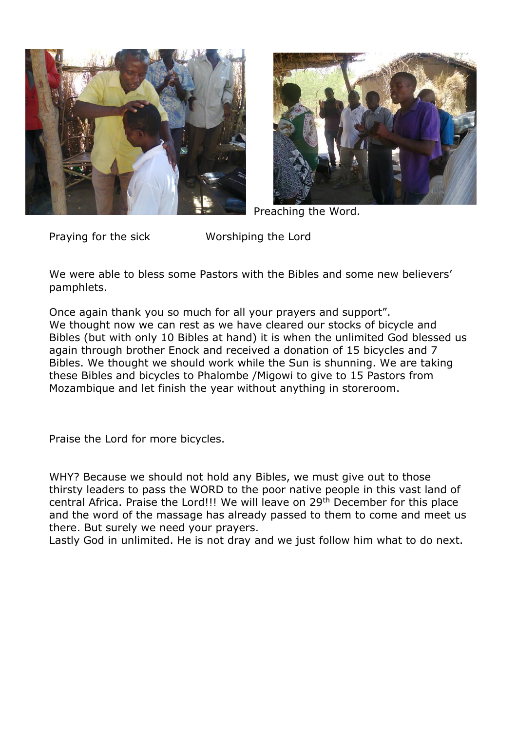Preaching the Word.

Praying for the sick        Worshiping the Lord

We were able to bless some Pastors with the Bibles and some new believers' pamphlets.

Once again thank you so much for all your prayers and support".
We thought now we can rest as we have cleared our stocks of bicycle and Bibles (but with only 10 Bibles at hand) it is when the unlimited God blessed us again through brother Enock and received a donation of 15 bicycles and 7 Bibles. We thought we should work while the Sun is shunning. We are taking these Bibles and bicycles to Phalombe /Migowi to give to 15 Pastors from Mozambique and let finish the year without anything in storeroom.

Praise the Lord for more bicycles.

WHY? Because we should not hold any Bibles, we must give out to those thirsty leaders to pass the WORD to the poor native people in this vast land of central Africa. Praise the Lord!!! We will leave on 29th December for this place and the word of the massage has already passed to them to come and meet us there. But surely we need your prayers.
Lastly God in unlimited. He is not dray and we just follow him what to do next.